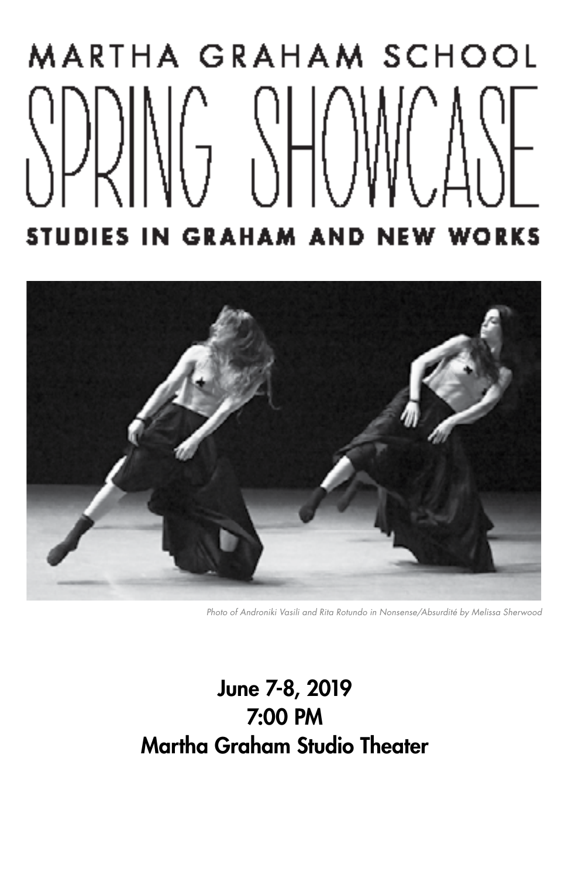# MARTHA GRAHAM SCHOOL

# SPRING SHOWCASE

## STUDIES IN GRAHAM AND NEW WORKS

*Photo of Androniki Vasili and Rita Rotundo in Nonsense/Absurdité by Melissa Sherwood*

**June 7-8, 2019**
**7:00 PM**
**Martha Graham Studio Theater**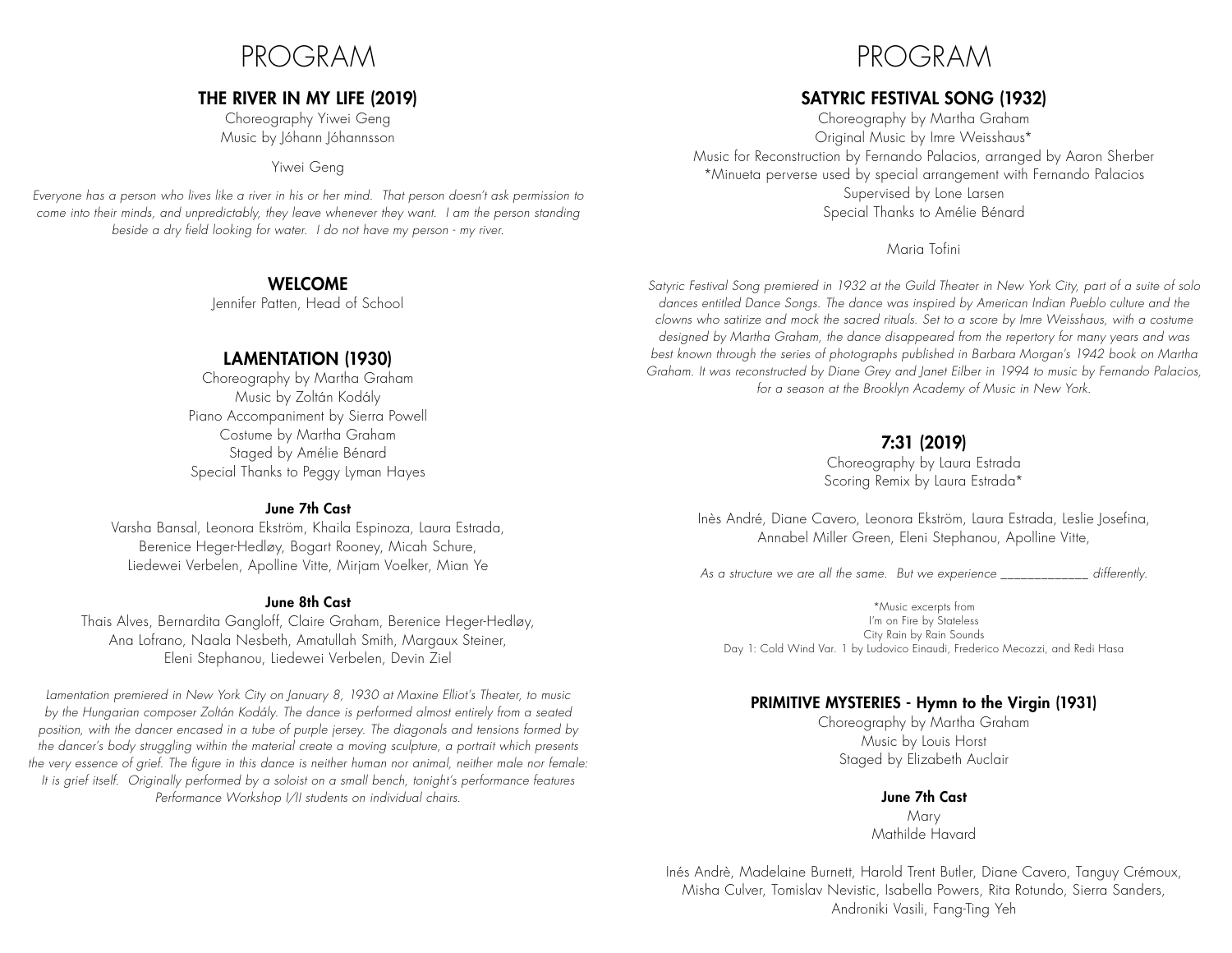# PROGRAM

## THE RIVER IN MY LIFE (2019)

Choreography Yiwei Geng
Music by Jóhann Jóhannsson

Yiwei Geng

*Everyone has a person who lives like a river in his or her mind. That person doesn't ask permission to come into their minds, and unpredictably, they leave whenever they want. I am the person standing beside a dry field looking for water. I do not have my person - my river.*

## WELCOME

Jennifer Patten, Head of School

## LAMENTATION (1930)

Choreography by Martha Graham
Music by Zoltán Kodály
Piano Accompaniment by Sierra Powell
Costume by Martha Graham
Staged by Amélie Bénard
Special Thanks to Peggy Lyman Hayes

### June 7th Cast

Varsha Bansal, Leonora Ekström, Khaila Espinoza, Laura Estrada, Berenice Heger-Hedløy, Bogart Rooney, Micah Schure, Liedewei Verbelen, Apolline Vitte, Mirjam Voelker, Mian Ye

### June 8th Cast

Thais Alves, Bernardita Gangloff, Claire Graham, Berenice Heger-Hedløy, Ana Lofrano, Naala Nesbeth, Amatullah Smith, Margaux Steiner, Eleni Stephanou, Liedewei Verbelen, Devin Ziel

*Lamentation premiered in New York City on January 8, 1930 at Maxine Elliot's Theater, to music by the Hungarian composer Zoltán Kodály. The dance is performed almost entirely from a seated position, with the dancer encased in a tube of purple jersey. The diagonals and tensions formed by the dancer's body struggling within the material create a moving sculpture, a portrait which presents the very essence of grief. The figure in this dance is neither human nor animal, neither male nor female: It is grief itself. Originally performed by a soloist on a small bench, tonight's performance features Performance Workshop I/II students on individual chairs.*

# PROGRAM

## SATYRIC FESTIVAL SONG (1932)

Choreography by Martha Graham
Original Music by Imre Weisshaus*
Music for Reconstruction by Fernando Palacios, arranged by Aaron Sherber
*Minueta perverse used by special arrangement with Fernando Palacios
Supervised by Lone Larsen
Special Thanks to Amélie Bénard

Maria Tofini

*Satyric Festival Song premiered in 1932 at the Guild Theater in New York City, part of a suite of solo dances entitled Dance Songs. The dance was inspired by American Indian Pueblo culture and the clowns who satirize and mock the sacred rituals. Set to a score by Imre Weisshaus, with a costume designed by Martha Graham, the dance disappeared from the repertory for many years and was best known through the series of photographs published in Barbara Morgan's 1942 book on Martha Graham. It was reconstructed by Diane Grey and Janet Eilber in 1994 to music by Fernando Palacios, for a season at the Brooklyn Academy of Music in New York.*

## 7:31 (2019)

Choreography by Laura Estrada
Scoring Remix by Laura Estrada*

Inès André, Diane Cavero, Leonora Ekström, Laura Estrada, Leslie Josefina, Annabel Miller Green, Eleni Stephanou, Apolline Vitte,

*As a structure we are all the same. But we experience _____________ differently.*

*Music excerpts from
I'm on Fire by Stateless
City Rain by Rain Sounds
Day 1: Cold Wind Var. 1 by Ludovico Einaudi, Frederico Mecozzi, and Redi Hasa

## PRIMITIVE MYSTERIES - Hymn to the Virgin (1931)

Choreography by Martha Graham
Music by Louis Horst
Staged by Elizabeth Auclair

### June 7th Cast

Mary
Mathilde Havard

Inés Andrè, Madelaine Burnett, Harold Trent Butler, Diane Cavero, Tanguy Crémoux, Misha Culver, Tomislav Nevistic, Isabella Powers, Rita Rotundo, Sierra Sanders, Androniki Vasili, Fang-Ting Yeh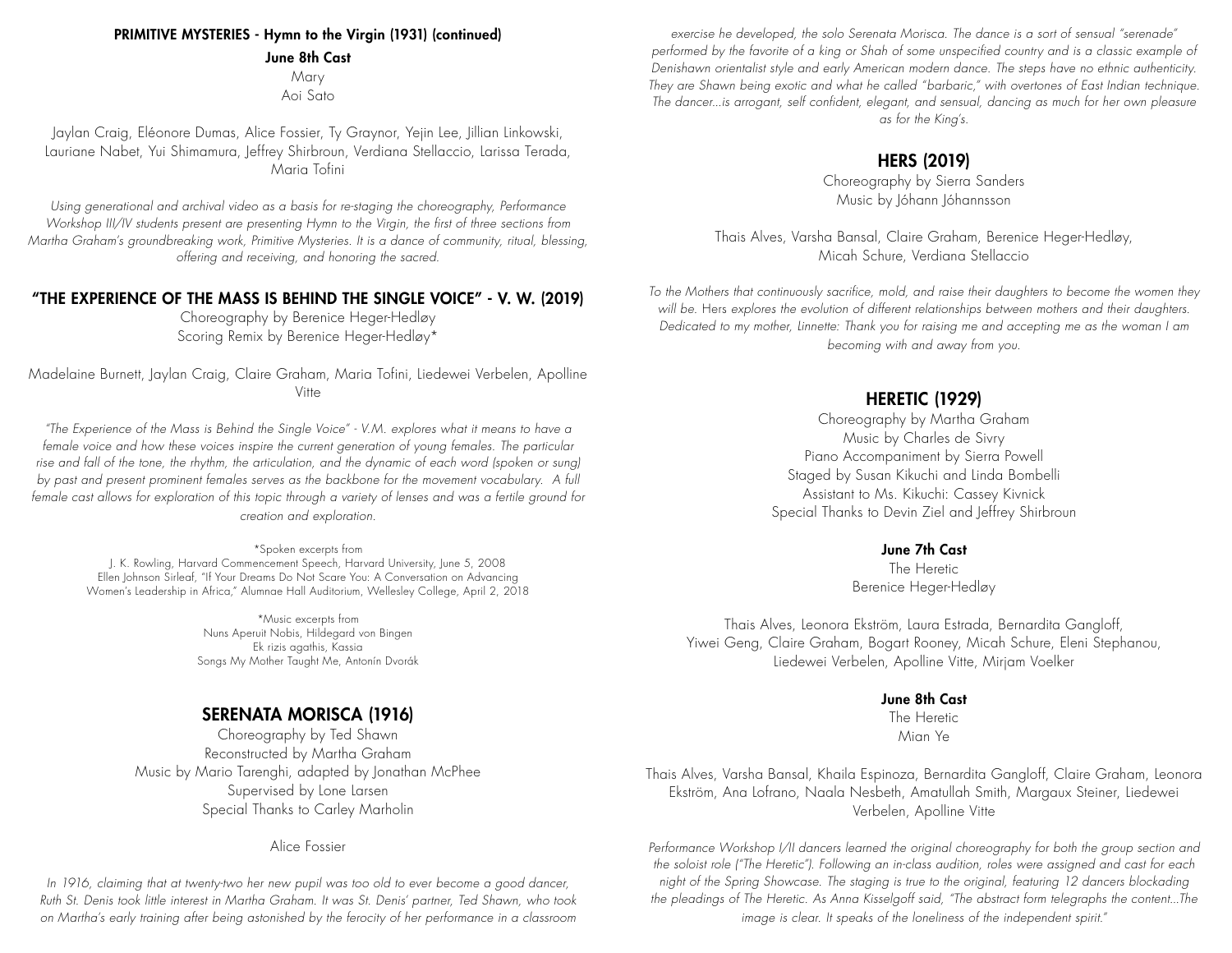#### PRIMITIVE MYSTERIES - Hymn to the Virgin (1931) (continued)

**June 8th Cast**

Mary
Aoi Sato

Jaylan Craig, Eléonore Dumas, Alice Fossier, Ty Graynor, Yejin Lee, Jillian Linkowski, Lauriane Nabet, Yui Shimamura, Jeffrey Shirbroun, Verdiana Stellaccio, Larissa Terada, Maria Tofini

*Using generational and archival video as a basis for re-staging the choreography, Performance Workshop III/IV students present are presenting Hymn to the Virgin, the first of three sections from Martha Graham's groundbreaking work, Primitive Mysteries. It is a dance of community, ritual, blessing, offering and receiving, and honoring the sacred.*

## "THE EXPERIENCE OF THE MASS IS BEHIND THE SINGLE VOICE" - V. W. (2019)

Choreography by Berenice Heger-Hedløy
Scoring Remix by Berenice Heger-Hedløy*

Madelaine Burnett, Jaylan Craig, Claire Graham, Maria Tofini, Liedewei Verbelen, Apolline Vitte

*"The Experience of the Mass is Behind the Single Voice" - V.M. explores what it means to have a female voice and how these voices inspire the current generation of young females. The particular rise and fall of the tone, the rhythm, the articulation, and the dynamic of each word (spoken or sung) by past and present prominent females serves as the backbone for the movement vocabulary. A full female cast allows for exploration of this topic through a variety of lenses and was a fertile ground for creation and exploration.*

*Spoken excerpts from
J. K. Rowling, Harvard Commencement Speech, Harvard University, June 5, 2008
Ellen Johnson Sirleaf, "If Your Dreams Do Not Scare You: A Conversation on Advancing Women's Leadership in Africa," Alumnae Hall Auditorium, Wellesley College, April 2, 2018

*Music excerpts from
Nuns Aperuit Nobis, Hildegard von Bingen
Ek rizis agathis, Kassia
Songs My Mother Taught Me, Antonín Dvorák

## SERENATA MORISCA (1916)

Choreography by Ted Shawn
Reconstructed by Martha Graham
Music by Mario Tarenghi, adapted by Jonathan McPhee
Supervised by Lone Larsen
Special Thanks to Carley Marholin

Alice Fossier

*In 1916, claiming that at twenty-two her new pupil was too old to ever become a good dancer, Ruth St. Denis took little interest in Martha Graham. It was St. Denis' partner, Ted Shawn, who took on Martha's early training after being astonished by the ferocity of her performance in a classroom exercise he developed, the solo Serenata Morisca. The dance is a sort of sensual "serenade" performed by the favorite of a king or Shah of some unspecified country and is a classic example of Denishawn orientalist style and early American modern dance. The steps have no ethnic authenticity. They are Shawn being exotic and what he called "barbaric," with overtones of East Indian technique. The dancer...is arrogant, self confident, elegant, and sensual, dancing as much for her own pleasure as for the King's.*

## HERS (2019)

Choreography by Sierra Sanders
Music by Jóhann Jóhannsson

Thais Alves, Varsha Bansal, Claire Graham, Berenice Heger-Hedløy, Micah Schure, Verdiana Stellaccio

*To the Mothers that continuously sacrifice, mold, and raise their daughters to become the women they will be. Hers explores the evolution of different relationships between mothers and their daughters. Dedicated to my mother, Linnette: Thank you for raising me and accepting me as the woman I am becoming with and away from you.*

## HERETIC (1929)

Choreography by Martha Graham
Music by Charles de Sivry
Piano Accompaniment by Sierra Powell
Staged by Susan Kikuchi and Linda Bombelli
Assistant to Ms. Kikuchi: Cassey Kivnick
Special Thanks to Devin Ziel and Jeffrey Shirbroun

**June 7th Cast**

The Heretic
Berenice Heger-Hedløy

Thais Alves, Leonora Ekström, Laura Estrada, Bernardita Gangloff, Yiwei Geng, Claire Graham, Bogart Rooney, Micah Schure, Eleni Stephanou, Liedewei Verbelen, Apolline Vitte, Mirjam Voelker

**June 8th Cast**

The Heretic
Mian Ye

Thais Alves, Varsha Bansal, Khaila Espinoza, Bernardita Gangloff, Claire Graham, Leonora Ekström, Ana Lofrano, Naala Nesbeth, Amatullah Smith, Margaux Steiner, Liedewei Verbelen, Apolline Vitte

*Performance Workshop I/II dancers learned the original choreography for both the group section and the soloist role ("The Heretic"). Following an in-class audition, roles were assigned and cast for each night of the Spring Showcase. The staging is true to the original, featuring 12 dancers blockading the pleadings of The Heretic. As Anna Kisselgoff said, "The abstract form telegraphs the content...The image is clear. It speaks of the loneliness of the independent spirit."*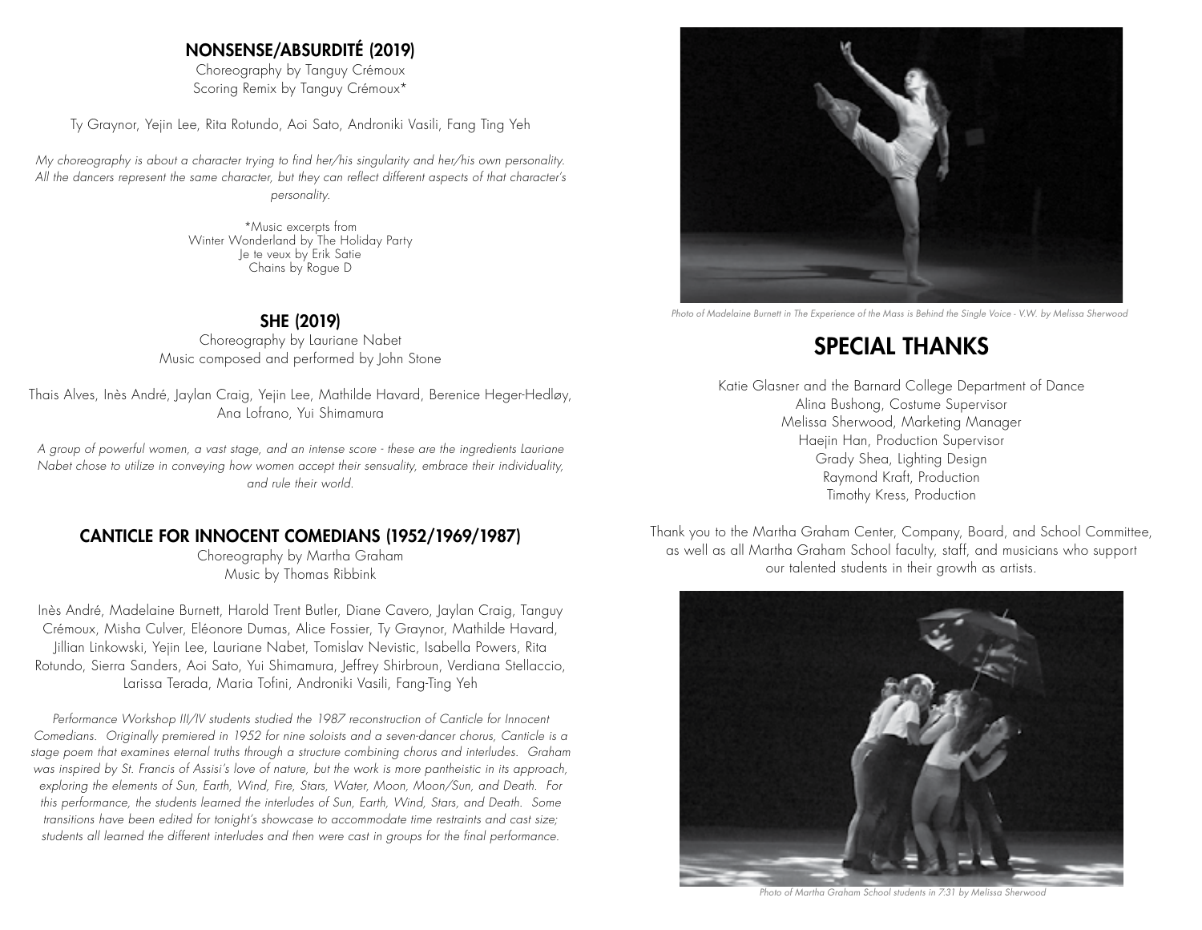## NONSENSE/ABSURDITÉ (2019)

Choreography by Tanguy Crémoux
Scoring Remix by Tanguy Crémoux*

Ty Graynor, Yejin Lee, Rita Rotundo, Aoi Sato, Androniki Vasili, Fang Ting Yeh

*My choreography is about a character trying to find her/his singularity and her/his own personality. All the dancers represent the same character, but they can reflect different aspects of that character's personality.*

*Music excerpts from
Winter Wonderland by The Holiday Party
Je te veux by Erik Satie
Chains by Rogue D

## SHE (2019)

Choreography by Lauriane Nabet
Music composed and performed by John Stone

Thais Alves, Inès André, Jaylan Craig, Yejin Lee, Mathilde Havard, Berenice Heger-Hedløy, Ana Lofrano, Yui Shimamura

*A group of powerful women, a vast stage, and an intense score - these are the ingredients Lauriane Nabet chose to utilize in conveying how women accept their sensuality, embrace their individuality, and rule their world.*

## CANTICLE FOR INNOCENT COMEDIANS (1952/1969/1987)

Choreography by Martha Graham
Music by Thomas Ribbink

Inès André, Madelaine Burnett, Harold Trent Butler, Diane Cavero, Jaylan Craig, Tanguy Crémoux, Misha Culver, Eléonore Dumas, Alice Fossier, Ty Graynor, Mathilde Havard, Jillian Linkowski, Yejin Lee, Lauriane Nabet, Tomislav Nevistic, Isabella Powers, Rita Rotundo, Sierra Sanders, Aoi Sato, Yui Shimamura, Jeffrey Shirbroun, Verdiana Stellaccio, Larissa Terada, Maria Tofini, Androniki Vasili, Fang-Ting Yeh

*Performance Workshop III/IV students studied the 1987 reconstruction of Canticle for Innocent Comedians. Originally premiered in 1952 for nine soloists and a seven-dancer chorus, Canticle is a stage poem that examines eternal truths through a structure combining chorus and interludes. Graham was inspired by St. Francis of Assisi's love of nature, but the work is more pantheistic in its approach, exploring the elements of Sun, Earth, Wind, Fire, Stars, Water, Moon, Moon/Sun, and Death. For this performance, the students learned the interludes of Sun, Earth, Wind, Stars, and Death. Some transitions have been edited for tonight's showcase to accommodate time restraints and cast size; students all learned the different interludes and then were cast in groups for the final performance.*

*Photo of Madelaine Burnett in The Experience of the Mass is Behind the Single Voice - V.W. by Melissa Sherwood*

## SPECIAL THANKS

Katie Glasner and the Barnard College Department of Dance
Alina Bushong, Costume Supervisor
Melissa Sherwood, Marketing Manager
Haejin Han, Production Supervisor
Grady Shea, Lighting Design
Raymond Kraft, Production
Timothy Kress, Production

Thank you to the Martha Graham Center, Company, Board, and School Committee, as well as all Martha Graham School faculty, staff, and musicians who support our talented students in their growth as artists.

*Photo of Martha Graham School students in 7:31 by Melissa Sherwood*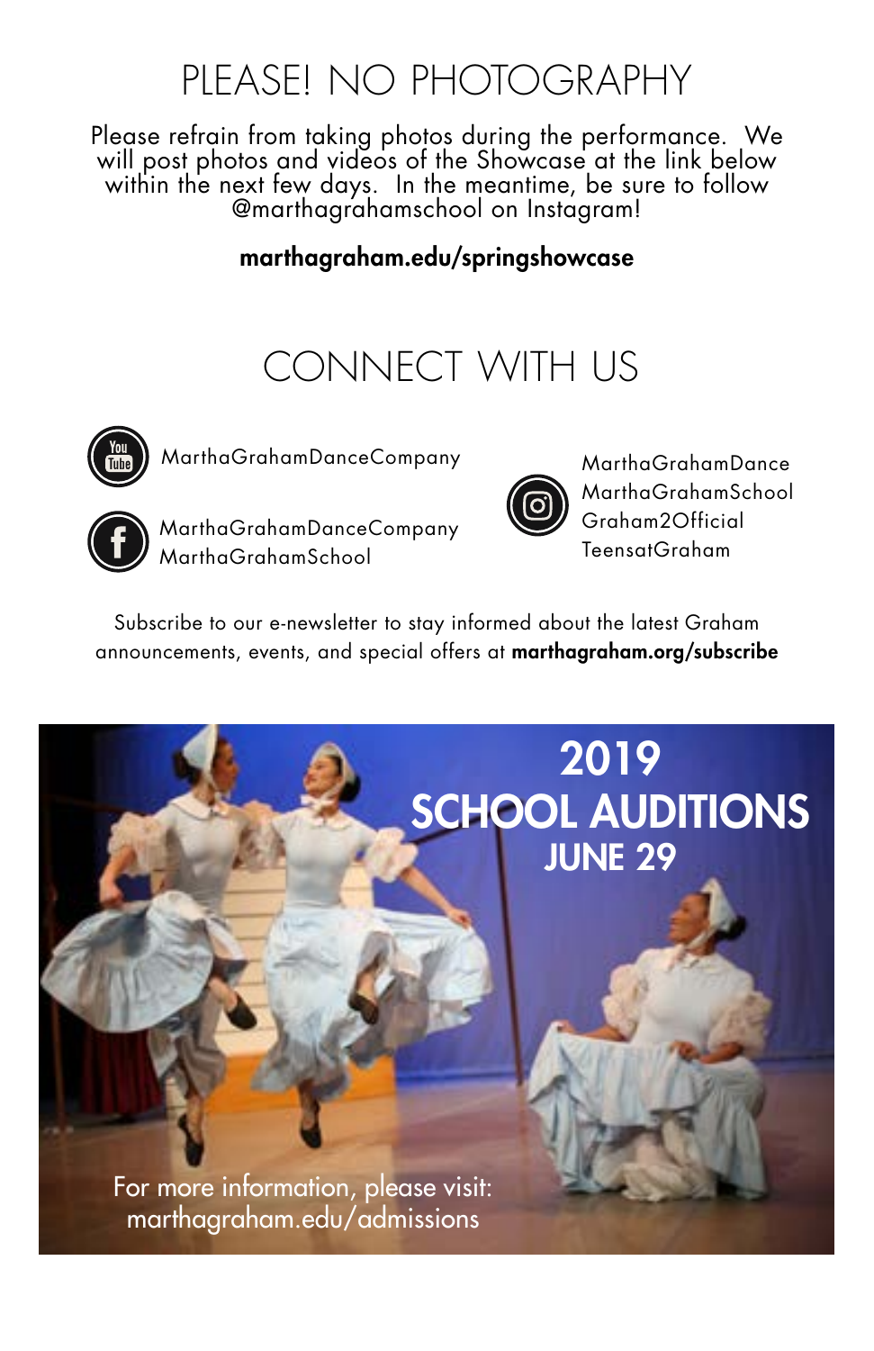# PLEASE! NO PHOTOGRAPHY

Please refrain from taking photos during the performance. We will post photos and videos of the Showcase at the link below within the next few days. In the meantime, be sure to follow @marthagrahamschool on Instagram!

**marthagraham.edu/springshowcase**

# CONNECT WITH US

YouTube: MarthaGrahamDanceCompany

Facebook: MarthaGrahamDanceCompany, MarthaGrahamSchool

Instagram: MarthaGrahamDance, MarthaGrahamSchool, Graham2Official, TeensatGraham

Subscribe to our e-newsletter to stay informed about the latest Graham announcements, events, and special offers at **marthagraham.org/subscribe**

**2019**
**SCHOOL AUDITIONS**
**JUNE 29**

For more information, please visit:
marthagraham.edu/admissions